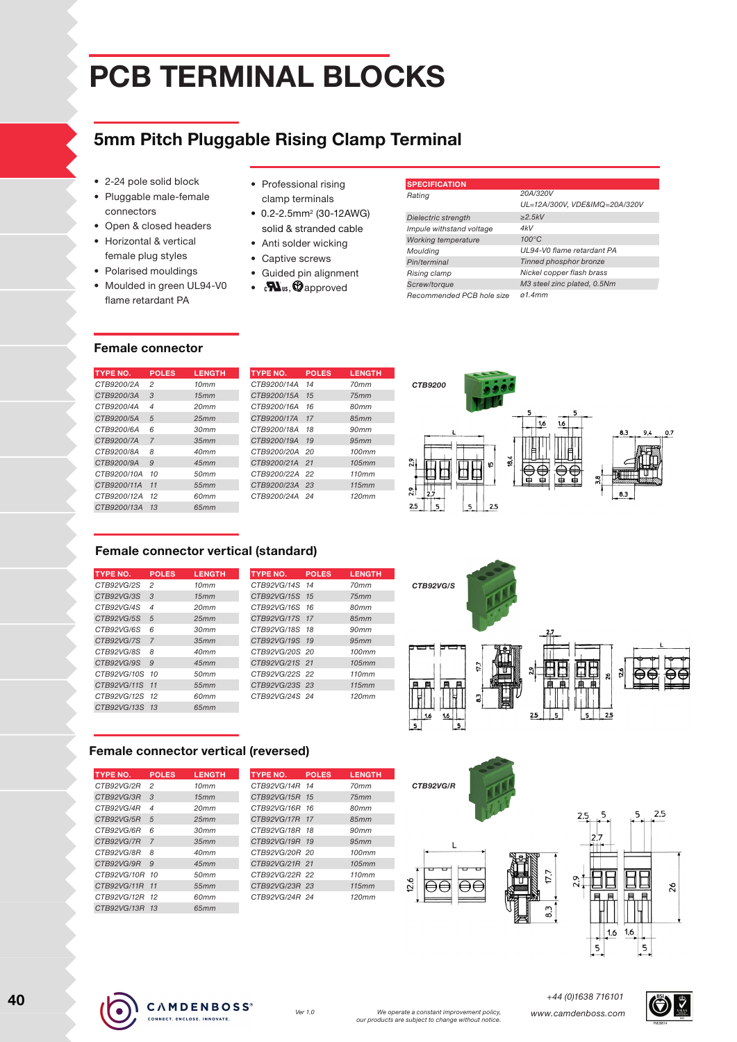# PCB TERMINAL BLOCKS

## 5mm Pitch Pluggable Rising Clamp Terminal

- 2-24 pole solid block
- Pluggable male-female connectors
- Open & closed headers
- Horizontal & vertical female plug styles
- Polarised mouldings
- Moulded in green UL94-V0 flame retardant PA

- Professional rising clamp terminals
- 0.2-2.5mm² (30-12AWG) solid & stranded cable
- Anti solder wicking
- Captive screws
- Guided pin alignment
- cULus, approved

| SPECIFICATION | |
|---|---|
| Rating | 20A/320V UL=12A/300V, VDE&IMQ=20A/320V |
| Dielectric strength | ≥2.5kV |
| Impule withstand voltage | 4kV |
| Working temperature | 100°C |
| Moulding | UL94-V0 flame retardant PA |
| Pin/terminal | Tinned phosphor bronze |
| Rising clamp | Nickel copper flash brass |
| Screw/torque | M3 steel zinc plated, 0.5Nm |
| Recommended PCB hole size | ø1.4mm |

### Female connector

| TYPE NO. | POLES | LENGTH |
|---|---|---|
| CTB9200/2A | 2 | 10mm |
| CTB9200/3A | 3 | 15mm |
| CTB9200/4A | 4 | 20mm |
| CTB9200/5A | 5 | 25mm |
| CTB9200/6A | 6 | 30mm |
| CTB9200/7A | 7 | 35mm |
| CTB9200/8A | 8 | 40mm |
| CTB9200/9A | 9 | 45mm |
| CTB9200/10A | 10 | 50mm |
| CTB9200/11A | 11 | 55mm |
| CTB9200/12A | 12 | 60mm |
| CTB9200/13A | 13 | 65mm |
| CTB9200/14A | 14 | 70mm |
| CTB9200/15A | 15 | 75mm |
| CTB9200/16A | 16 | 80mm |
| CTB9200/17A | 17 | 85mm |
| CTB9200/18A | 18 | 90mm |
| CTB9200/19A | 19 | 95mm |
| CTB9200/20A | 20 | 100mm |
| CTB9200/21A | 21 | 105mm |
| CTB9200/22A | 22 | 110mm |
| CTB9200/23A | 23 | 115mm |
| CTB9200/24A | 24 | 120mm |

CTB9200

### Female connector vertical (standard)

| TYPE NO. | POLES | LENGTH |
|---|---|---|
| CTB92VG/2S | 2 | 10mm |
| CTB92VG/3S | 3 | 15mm |
| CTB92VG/4S | 4 | 20mm |
| CTB92VG/5S | 5 | 25mm |
| CTB92VG/6S | 6 | 30mm |
| CTB92VG/7S | 7 | 35mm |
| CTB92VG/8S | 8 | 40mm |
| CTB92VG/9S | 9 | 45mm |
| CTB92VG/10S | 10 | 50mm |
| CTB92VG/11S | 11 | 55mm |
| CTB92VG/12S | 12 | 60mm |
| CTB92VG/13S | 13 | 65mm |
| CTB92VG/14S | 14 | 70mm |
| CTB92VG/15S | 15 | 75mm |
| CTB92VG/16S | 16 | 80mm |
| CTB92VG/17S | 17 | 85mm |
| CTB92VG/18S | 18 | 90mm |
| CTB92VG/19S | 19 | 95mm |
| CTB92VG/20S | 20 | 100mm |
| CTB92VG/21S | 21 | 105mm |
| CTB92VG/22S | 22 | 110mm |
| CTB92VG/23S | 23 | 115mm |
| CTB92VG/24S | 24 | 120mm |

CTB92VG/S

### Female connector vertical (reversed)

| TYPE NO. | POLES | LENGTH |
|---|---|---|
| CTB92VG/2R | 2 | 10mm |
| CTB92VG/3R | 3 | 15mm |
| CTB92VG/4R | 4 | 20mm |
| CTB92VG/5R | 5 | 25mm |
| CTB92VG/6R | 6 | 30mm |
| CTB92VG/7R | 7 | 35mm |
| CTB92VG/8R | 8 | 40mm |
| CTB92VG/9R | 9 | 45mm |
| CTB92VG/10R | 10 | 50mm |
| CTB92VG/11R | 11 | 55mm |
| CTB92VG/12R | 12 | 60mm |
| CTB92VG/13R | 13 | 65mm |
| CTB92VG/14R | 14 | 70mm |
| CTB92VG/15R | 15 | 75mm |
| CTB92VG/16R | 16 | 80mm |
| CTB92VG/17R | 17 | 85mm |
| CTB92VG/18R | 18 | 90mm |
| CTB92VG/19R | 19 | 95mm |
| CTB92VG/20R | 20 | 100mm |
| CTB92VG/21R | 21 | 105mm |
| CTB92VG/22R | 22 | 110mm |
| CTB92VG/23R | 23 | 115mm |
| CTB92VG/24R | 24 | 120mm |

CTB92VG/R

CAMDENBOSS® CONNECT. ENCLOSE. INNOVATE.

Ver 1.0

We operate a constant improvement policy, our products are subject to change without notice.

+44 (0)1638 716101
www.camdenboss.com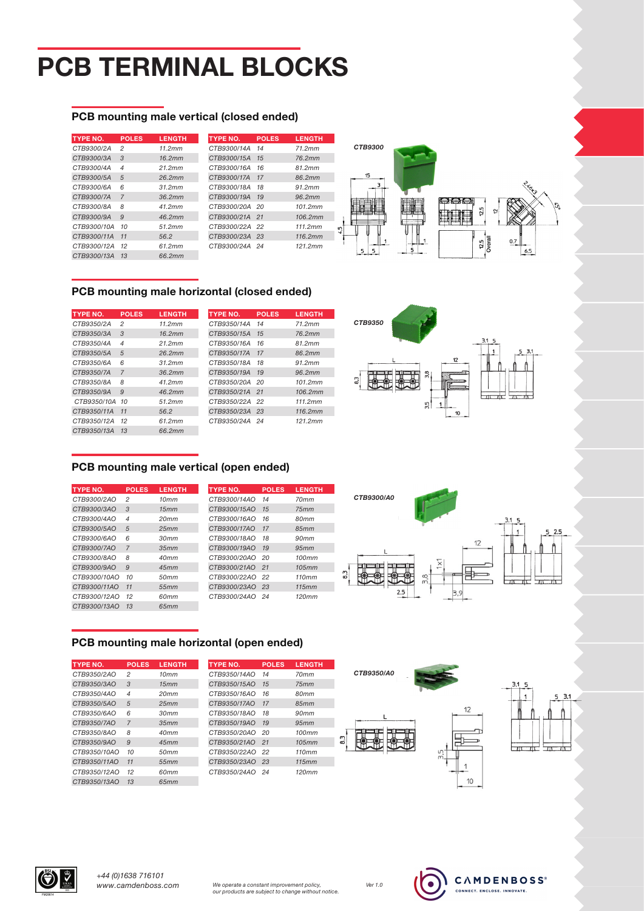# PCB TERMINAL BLOCKS

## PCB mounting male vertical (closed ended)

| TYPE NO. | POLES | LENGTH | TYPE NO. | POLES | LENGTH |
|---|---|---|---|---|---|
| CTB9300/2A | 2 | 11.2mm | CTB9300/14A | 14 | 71.2mm |
| CTB9300/3A | 3 | 16.2mm | CTB9300/15A | 15 | 76.2mm |
| CTB9300/4A | 4 | 21.2mm | CTB9300/16A | 16 | 81.2mm |
| CTB9300/5A | 5 | 26.2mm | CTB9300/17A | 17 | 86.2mm |
| CTB9300/6A | 6 | 31.2mm | CTB9300/18A | 18 | 91.2mm |
| CTB9300/7A | 7 | 36.2mm | CTB9300/19A | 19 | 96.2mm |
| CTB9300/8A | 8 | 41.2mm | CTB9300/20A | 20 | 101.2mm |
| CTB9300/9A | 9 | 46.2mm | CTB9300/21A | 21 | 106.2mm |
| CTB9300/10A | 10 | 51.2mm | CTB9300/22A | 22 | 111.2mm |
| CTB9300/11A | 11 | 56.2 | CTB9300/23A | 23 | 116.2mm |
| CTB9300/12A | 12 | 61.2mm | CTB9300/24A | 24 | 121.2mm |
| CTB9300/13A | 13 | 66.2mm | | | |

CTB9300

15
3
4.5
5 5
1
5
1
12.5
12
12.5 Overall
2.4x3
45°
0.7
6.5

## PCB mounting male horizontal (closed ended)

| TYPE NO. | POLES | LENGTH | TYPE NO. | POLES | LENGTH |
|---|---|---|---|---|---|
| CTB9350/2A | 2 | 11.2mm | CTB9350/14A | 14 | 71.2mm |
| CTB9350/3A | 3 | 16.2mm | CTB9350/15A | 15 | 76.2mm |
| CTB9350/4A | 4 | 21.2mm | CTB9350/16A | 16 | 81.2mm |
| CTB9350/5A | 5 | 26.2mm | CTB9350/17A | 17 | 86.2mm |
| CTB9350/6A | 6 | 31.2mm | CTB9350/18A | 18 | 91.2mm |
| CTB9350/7A | 7 | 36.2mm | CTB9350/19A | 19 | 96.2mm |
| CTB9350/8A | 8 | 41.2mm | CTB9350/20A | 20 | 101.2mm |
| CTB9350/9A | 9 | 46.2mm | CTB9350/21A | 21 | 106.2mm |
| CTB9350/10A | 10 | 51.2mm | CTB9350/22A | 22 | 111.2mm |
| CTB9350/11A | 11 | 56.2 | CTB9350/23A | 23 | 116.2mm |
| CTB9350/12A | 12 | 61.2mm | CTB9350/24A | 24 | 121.2mm |
| CTB9350/13A | 13 | 66.2mm | | | |

CTB9350

L
8.3
3.8
12
3.5
1
10
3.1 5
1
5 3.1

## PCB mounting male vertical (open ended)

| TYPE NO. | POLES | LENGTH | TYPE NO. | POLES | LENGTH |
|---|---|---|---|---|---|
| CTB9300/2AO | 2 | 10mm | CTB9300/14AO | 14 | 70mm |
| CTB9300/3AO | 3 | 15mm | CTB9300/15AO | 15 | 75mm |
| CTB9300/4AO | 4 | 20mm | CTB9300/16AO | 16 | 80mm |
| CTB9300/5AO | 5 | 25mm | CTB9300/17AO | 17 | 85mm |
| CTB9300/6AO | 6 | 30mm | CTB9300/18AO | 18 | 90mm |
| CTB9300/7AO | 7 | 35mm | CTB9300/19AO | 19 | 95mm |
| CTB9300/8AO | 8 | 40mm | CTB9300/20AO | 20 | 100mm |
| CTB9300/9AO | 9 | 45mm | CTB9300/21AO | 21 | 105mm |
| CTB9300/10AO | 10 | 50mm | CTB9300/22AO | 22 | 110mm |
| CTB9300/11AO | 11 | 55mm | CTB9300/23AO | 23 | 115mm |
| CTB9300/12AO | 12 | 60mm | CTB9300/24AO | 24 | 120mm |
| CTB9300/13AO | 13 | 65mm | | | |

CTB9300/AO

L
8.3
3.8
2.5
1x1
12
3.9
3.1 5
1
5 2.5

## PCB mounting male horizontal (open ended)

| TYPE NO. | POLES | LENGTH | TYPE NO. | POLES | LENGTH |
|---|---|---|---|---|---|
| CTB9350/2AO | 2 | 10mm | CTB9350/14AO | 14 | 70mm |
| CTB9350/3AO | 3 | 15mm | CTB9350/15AO | 15 | 75mm |
| CTB9350/4AO | 4 | 20mm | CTB9350/16AO | 16 | 80mm |
| CTB9350/5AO | 5 | 25mm | CTB9350/17AO | 17 | 85mm |
| CTB9350/6AO | 6 | 30mm | CTB9350/18AO | 18 | 90mm |
| CTB9350/7AO | 7 | 35mm | CTB9350/19AO | 19 | 95mm |
| CTB9350/8AO | 8 | 40mm | CTB9350/20AO | 20 | 100mm |
| CTB9350/9AO | 9 | 45mm | CTB9350/21AO | 21 | 105mm |
| CTB9350/10AO | 10 | 50mm | CTB9350/22AO | 22 | 110mm |
| CTB9350/11AO | 11 | 55mm | CTB9350/23AO | 23 | 115mm |
| CTB9350/12AO | 12 | 60mm | CTB9350/24AO | 24 | 120mm |
| CTB9350/13AO | 13 | 65mm | | | |

CTB9350/AO

L
8.3
12
3.5
1
10
3.1 5
1
5 3.1

+44 (0)1638 716101
www.camdenboss.com

We operate a constant improvement policy, our products are subject to change without notice.

Ver 1.0

CAMDENBOSS®
CONNECT. ENCLOSE. INNOVATE.